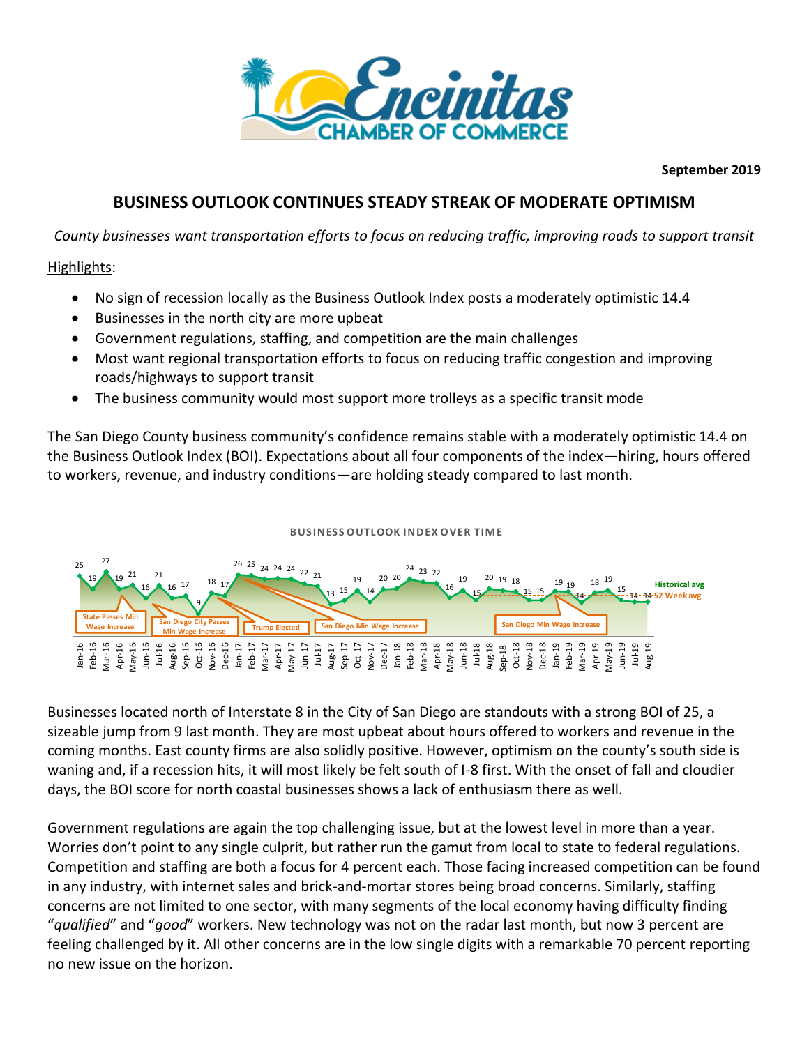**September 2019**

# BUSINESS OUTLOOK CONTINUES STEADY STREAK OF MODERATE OPTIMISM

*County businesses want transportation efforts to focus on reducing traffic, improving roads to support transit*

Highlights:

- No sign of recession locally as the Business Outlook Index posts a moderately optimistic 14.4
- Businesses in the north city are more upbeat
- Government regulations, staffing, and competition are the main challenges
- Most want regional transportation efforts to focus on reducing traffic congestion and improving roads/highways to support transit
- The business community would most support more trolleys as a specific transit mode

The San Diego County business community's confidence remains stable with a moderately optimistic 14.4 on the Business Outlook Index (BOI). Expectations about all four components of the index—hiring, hours offered to workers, revenue, and industry conditions—are holding steady compared to last month.

**BUSINESS OUTLOOK INDEX OVER TIME**

| Month | BOI |
|---|---|
| Jan-16 | 25 |
| Feb-16 | 19 |
| Mar-16 | 27 |
| Apr-16 | 19 |
| May-16 | 21 |
| Jun-16 | 16 |
| Jul-16 | 21 |
| Aug-16 | 16 |
| Sep-16 | 17 |
| Oct-16 | 9 |
| Nov-16 | 18 |
| Dec-16 | 17 |
| Jan-17 | 26 |
| Feb-17 | 25 |
| Mar-17 | 24 |
| Apr-17 | 24 |
| May-17 | 24 |
| Jun-17 | 22 |
| Jul-17 | 21 |
| Aug-17 | 13 |
| Sep-17 | 15 |
| Oct-17 | 19 |
| Nov-17 | 14 |
| Dec-17 | 20 |
| Jan-18 | 20 |
| Feb-18 | 24 |
| Mar-18 | 23 |
| Apr-18 | 22 |
| May-18 | 16 |
| Jun-18 | 19 |
| Jul-18 | 15 |
| Aug-18 | 20 |
| Sep-18 | 19 |
| Oct-18 | 18 |
| Nov-18 | 15 |
| Dec-18 | 15 |
| Jan-19 | 19 |
| Feb-19 | 19 |
| Mar-19 | 14 |
| Apr-19 | 18 |
| May-19 | 19 |
| Jun-19 | 15 |
| Jul-19 | 14 |
| Aug-19 | 14 |

Chart annotations: State Passes Min Wage Increase; San Diego City Passes Min Wage Increase; Trump Elected; San Diego Min Wage Increase; San Diego Min Wage Increase; Historical avg; 52 Week avg

Businesses located north of Interstate 8 in the City of San Diego are standouts with a strong BOI of 25, a sizeable jump from 9 last month. They are most upbeat about hours offered to workers and revenue in the coming months. East county firms are also solidly positive. However, optimism on the county's south side is waning and, if a recession hits, it will most likely be felt south of I-8 first. With the onset of fall and cloudier days, the BOI score for north coastal businesses shows a lack of enthusiasm there as well.

Government regulations are again the top challenging issue, but at the lowest level in more than a year. Worries don't point to any single culprit, but rather run the gamut from local to state to federal regulations. Competition and staffing are both a focus for 4 percent each. Those facing increased competition can be found in any industry, with internet sales and brick-and-mortar stores being broad concerns. Similarly, staffing concerns are not limited to one sector, with many segments of the local economy having difficulty finding "*qualified*" and "*good*" workers. New technology was not on the radar last month, but now 3 percent are feeling challenged by it. All other concerns are in the low single digits with a remarkable 70 percent reporting no new issue on the horizon.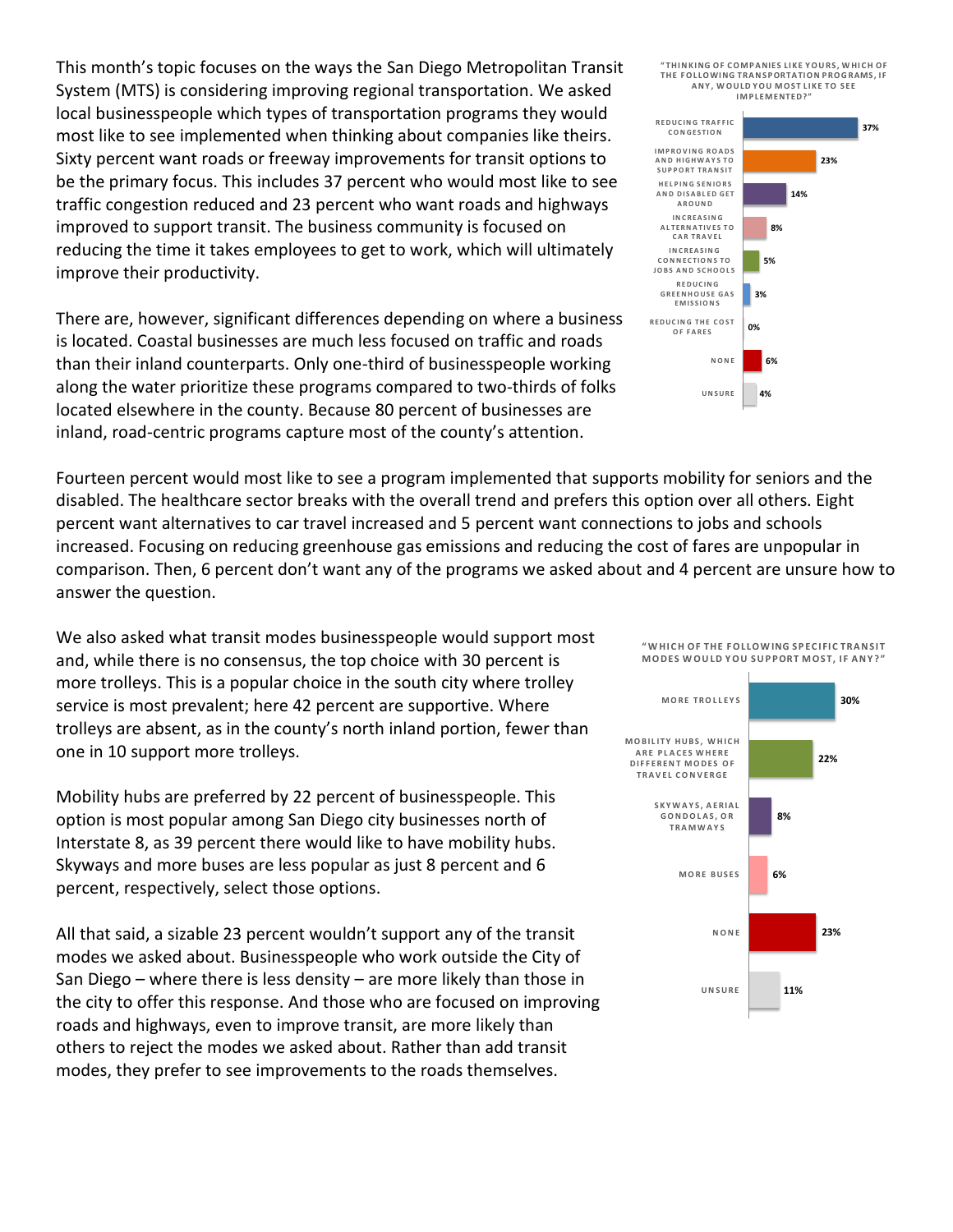This month's topic focuses on the ways the San Diego Metropolitan Transit System (MTS) is considering improving regional transportation. We asked local businesspeople which types of transportation programs they would most like to see implemented when thinking about companies like theirs. Sixty percent want roads or freeway improvements for transit options to be the primary focus. This includes 37 percent who would most like to see traffic congestion reduced and 23 percent who want roads and highways improved to support transit. The business community is focused on reducing the time it takes employees to get to work, which will ultimately improve their productivity.

"THINKING OF COMPANIES LIKE YOURS, WHICH OF THE FOLLOWING TRANSPORTATION PROGRAMS, IF ANY, WOULD YOU MOST LIKE TO SEE IMPLEMENTED?"

| Program | Percent |
|---|---|
| REDUCING TRAFFIC CONGESTION | 37% |
| IMPROVING ROADS AND HIGHWAYS TO SUPPORT TRANSIT | 23% |
| HELPING SENIORS AND DISABLED GET AROUND | 14% |
| INCREASING ALTERNATIVES TO CAR TRAVEL | 8% |
| INCREASING CONNECTIONS TO JOBS AND SCHOOLS | 5% |
| REDUCING GREENHOUSE GAS EMISSIONS | 3% |
| REDUCING THE COST OF FARES | 0% |
| NONE | 6% |
| UNSURE | 4% |

There are, however, significant differences depending on where a business is located. Coastal businesses are much less focused on traffic and roads than their inland counterparts. Only one-third of businesspeople working along the water prioritize these programs compared to two-thirds of folks located elsewhere in the county. Because 80 percent of businesses are inland, road-centric programs capture most of the county's attention.

Fourteen percent would most like to see a program implemented that supports mobility for seniors and the disabled. The healthcare sector breaks with the overall trend and prefers this option over all others. Eight percent want alternatives to car travel increased and 5 percent want connections to jobs and schools increased. Focusing on reducing greenhouse gas emissions and reducing the cost of fares are unpopular in comparison. Then, 6 percent don't want any of the programs we asked about and 4 percent are unsure how to answer the question.

We also asked what transit modes businesspeople would support most and, while there is no consensus, the top choice with 30 percent is more trolleys. This is a popular choice in the south city where trolley service is most prevalent; here 42 percent are supportive. Where trolleys are absent, as in the county's north inland portion, fewer than one in 10 support more trolleys.

"WHICH OF THE FOLLOWING SPECIFIC TRANSIT MODES WOULD YOU SUPPORT MOST, IF ANY?"

| Transit mode | Percent |
|---|---|
| MORE TROLLEYS | 30% |
| MOBILITY HUBS, WHICH ARE PLACES WHERE DIFFERENT MODES OF TRAVEL CONVERGE | 22% |
| SKYWAYS, AERIAL GONDOLAS, OR TRAMWAYS | 8% |
| MORE BUSES | 6% |
| NONE | 23% |
| UNSURE | 11% |

Mobility hubs are preferred by 22 percent of businesspeople. This option is most popular among San Diego city businesses north of Interstate 8, as 39 percent there would like to have mobility hubs. Skyways and more buses are less popular as just 8 percent and 6 percent, respectively, select those options.

All that said, a sizable 23 percent wouldn't support any of the transit modes we asked about. Businesspeople who work outside the City of San Diego – where there is less density – are more likely than those in the city to offer this response. And those who are focused on improving roads and highways, even to improve transit, are more likely than others to reject the modes we asked about. Rather than add transit modes, they prefer to see improvements to the roads themselves.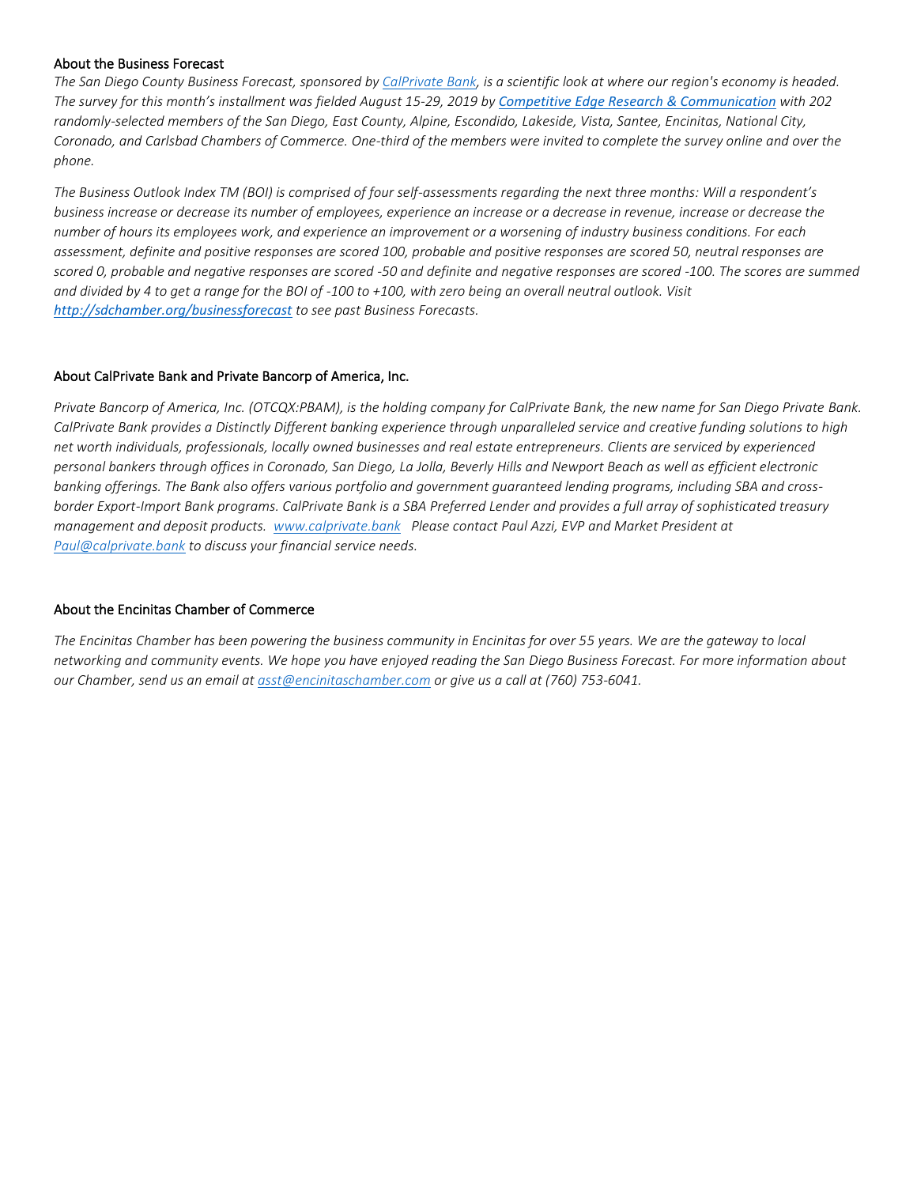## About the Business Forecast

*The San Diego County Business Forecast, sponsored by [CalPrivate Bank](), is a scientific look at where our region's economy is headed. The survey for this month's installment was fielded August 15-29, 2019 by **[Competitive Edge Research & Communication]()** with 202 randomly-selected members of the San Diego, East County, Alpine, Escondido, Lakeside, Vista, Santee, Encinitas, National City, Coronado, and Carlsbad Chambers of Commerce. One-third of the members were invited to complete the survey online and over the phone.*

*The Business Outlook Index TM (BOI) is comprised of four self-assessments regarding the next three months: Will a respondent's business increase or decrease its number of employees, experience an increase or a decrease in revenue, increase or decrease the number of hours its employees work, and experience an improvement or a worsening of industry business conditions. For each assessment, definite and positive responses are scored 100, probable and positive responses are scored 50, neutral responses are scored 0, probable and negative responses are scored -50 and definite and negative responses are scored -100. The scores are summed and divided by 4 to get a range for the BOI of -100 to +100, with zero being an overall neutral outlook. Visit **http://sdchamber.org/businessforecast** to see past Business Forecasts.*

## About CalPrivate Bank and Private Bancorp of America, Inc.

*Private Bancorp of America, Inc. (OTCQX:PBAM), is the holding company for CalPrivate Bank, the new name for San Diego Private Bank. CalPrivate Bank provides a Distinctly Different banking experience through unparalleled service and creative funding solutions to high net worth individuals, professionals, locally owned businesses and real estate entrepreneurs. Clients are serviced by experienced personal bankers through offices in Coronado, San Diego, La Jolla, Beverly Hills and Newport Beach as well as efficient electronic banking offerings. The Bank also offers various portfolio and government guaranteed lending programs, including SBA and cross-border Export-Import Bank programs. CalPrivate Bank is a SBA Preferred Lender and provides a full array of sophisticated treasury management and deposit products. www.calprivate.bank Please contact Paul Azzi, EVP and Market President at Paul@calprivate.bank to discuss your financial service needs.*

## About the Encinitas Chamber of Commerce

*The Encinitas Chamber has been powering the business community in Encinitas for over 55 years. We are the gateway to local networking and community events. We hope you have enjoyed reading the San Diego Business Forecast. For more information about our Chamber, send us an email at asst@encinitaschamber.com or give us a call at (760) 753-6041.*